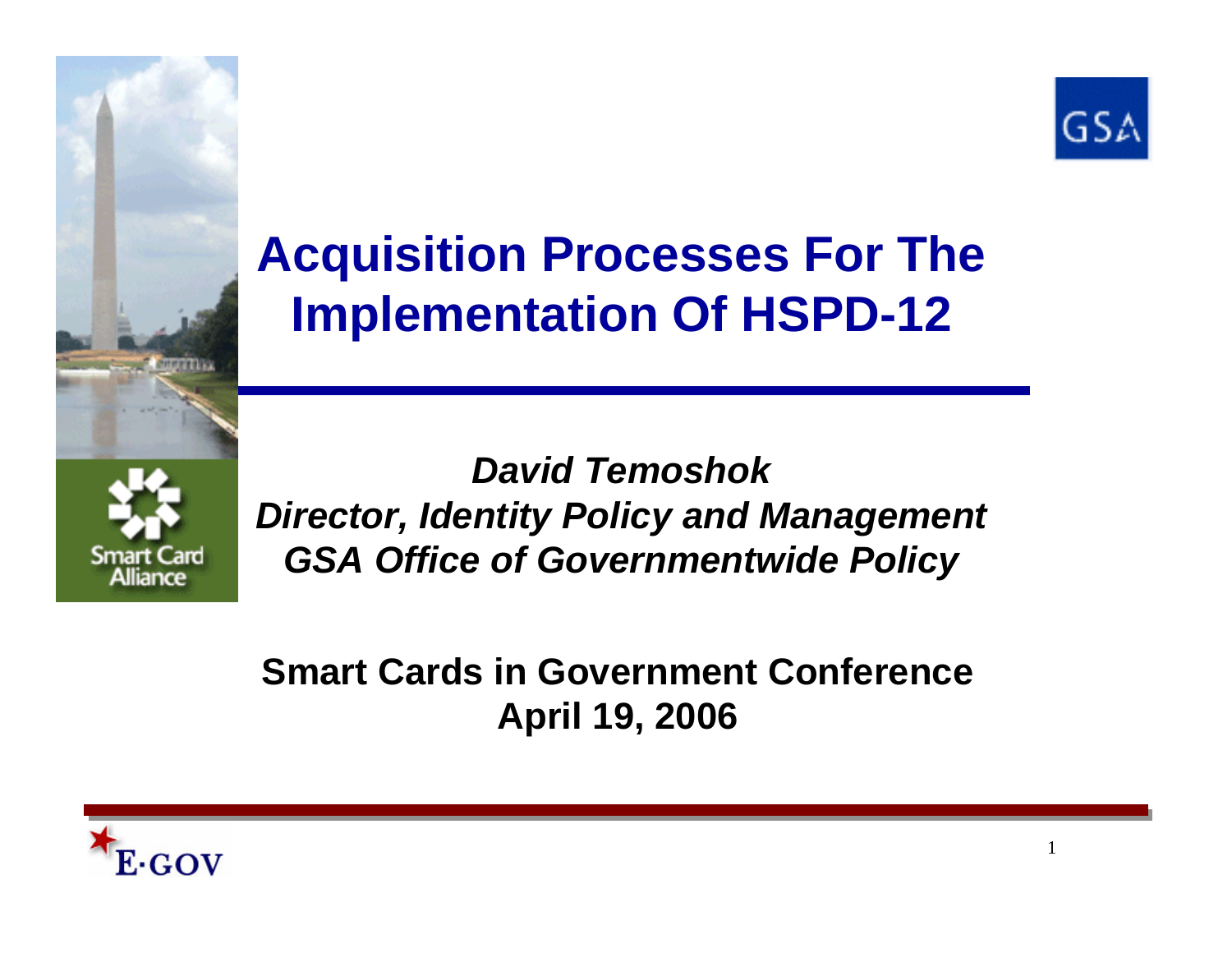# Acquisition Processes For The Implementation Of HSPD-12

***David Temoshok***
***Director, Identity Policy and Management***
***GSA Office of Governmentwide Policy***

**Smart Cards in Government Conference**
**April 19, 2006**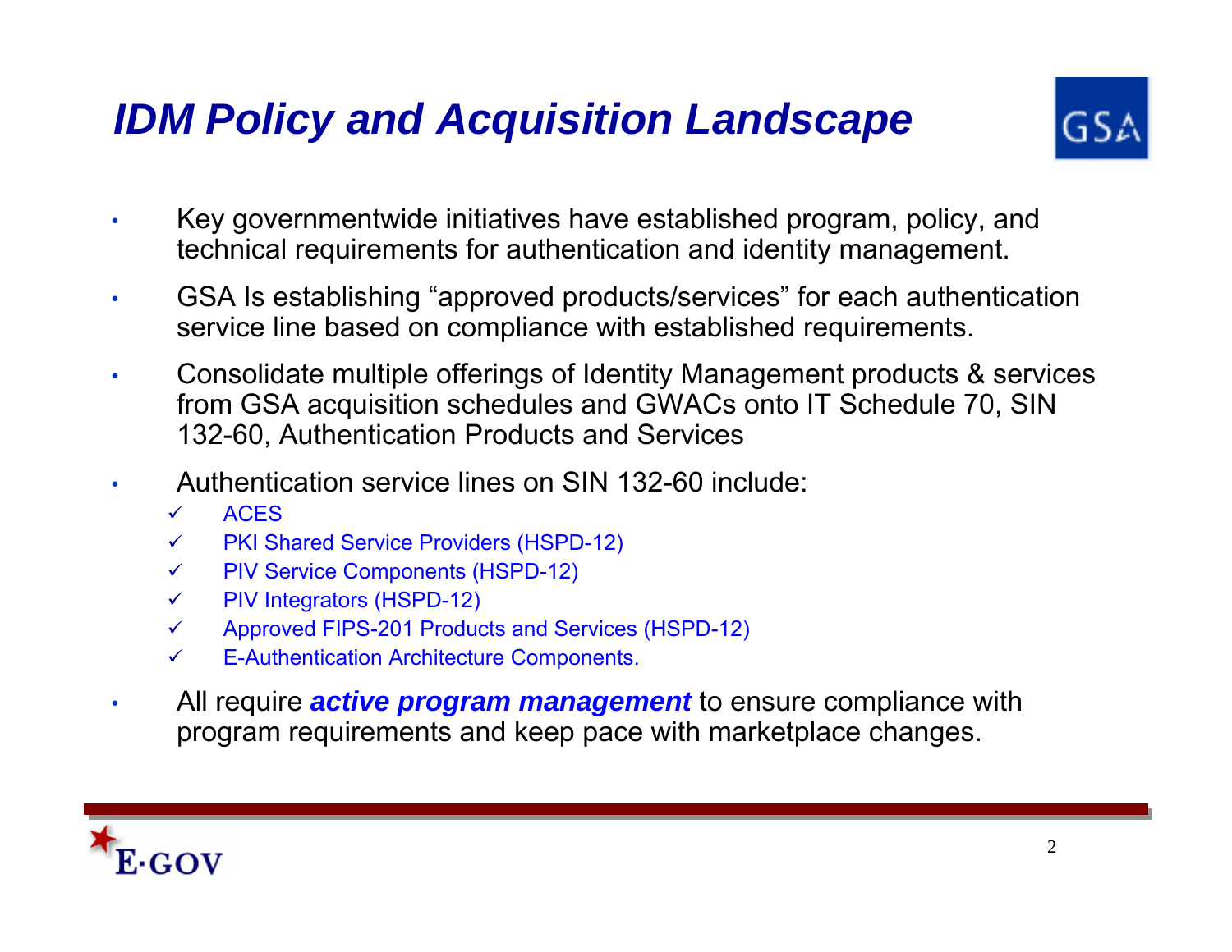# *IDM Policy and Acquisition Landscape*

- Key governmentwide initiatives have established program, policy, and technical requirements for authentication and identity management.
- GSA Is establishing “approved products/services” for each authentication service line based on compliance with established requirements.
- Consolidate multiple offerings of Identity Management products & services from GSA acquisition schedules and GWACs onto IT Schedule 70, SIN 132-60, Authentication Products and Services
- Authentication service lines on SIN 132-60 include:
  - ✓ ACES
  - ✓ PKI Shared Service Providers (HSPD-12)
  - ✓ PIV Service Components (HSPD-12)
  - ✓ PIV Integrators (HSPD-12)
  - ✓ Approved FIPS-201 Products and Services (HSPD-12)
  - ✓ E-Authentication Architecture Components.
- All require ***active program management*** to ensure compliance with program requirements and keep pace with marketplace changes.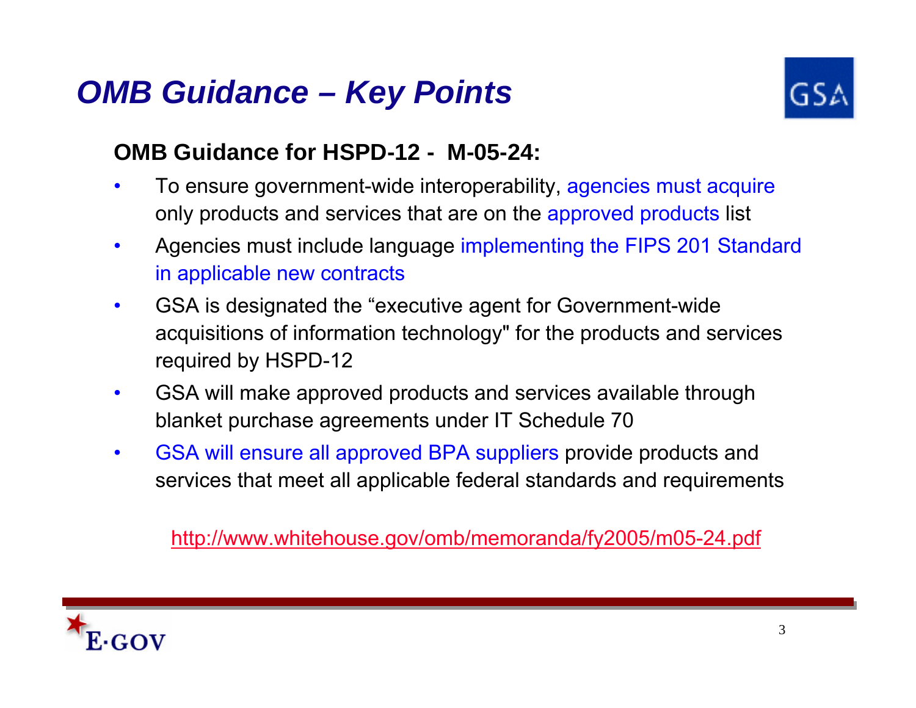# *OMB Guidance – Key Points*

**OMB Guidance for HSPD-12 - M-05-24:**

- To ensure government-wide interoperability, agencies must acquire only products and services that are on the approved products list
- Agencies must include language implementing the FIPS 201 Standard in applicable new contracts
- GSA is designated the "executive agent for Government-wide acquisitions of information technology" for the products and services required by HSPD-12
- GSA will make approved products and services available through blanket purchase agreements under IT Schedule 70
- GSA will ensure all approved BPA suppliers provide products and services that meet all applicable federal standards and requirements

http://www.whitehouse.gov/omb/memoranda/fy2005/m05-24.pdf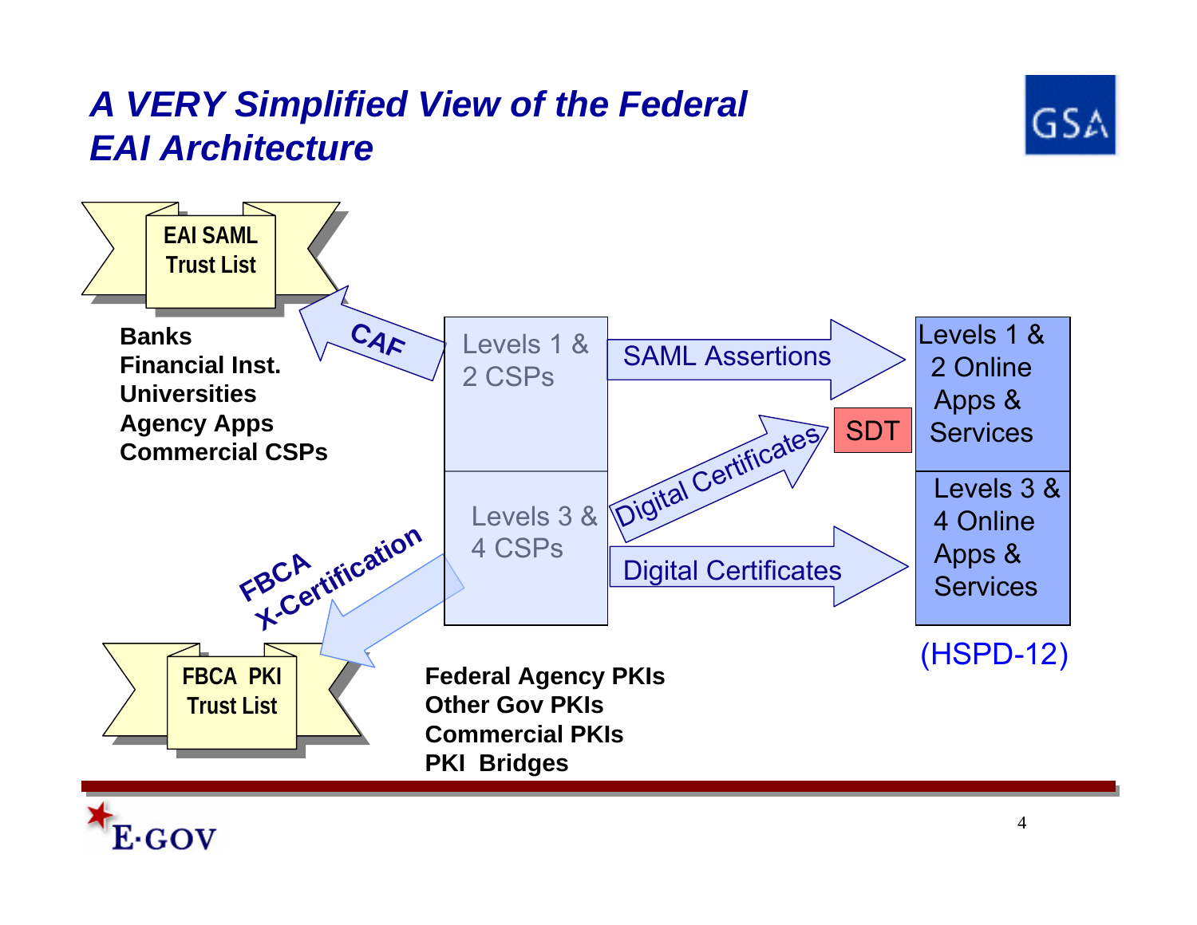# A VERY Simplified View of the Federal EAI Architecture

EAI SAML Trust List

CAF

**Banks**
**Financial Inst.**
**Universities**
**Agency Apps**
**Commercial CSPs**

Levels 1 & 2 CSPs

SAML Assertions

Levels 1 & 2 Online Apps & Services

SDT

Digital Certificates

Levels 3 & 4 CSPs

Digital Certificates

Levels 3 & 4 Online Apps & Services

(HSPD-12)

FBCA X-Certification

FBCA PKI Trust List

**Federal Agency PKIs**
**Other Gov PKIs**
**Commercial PKIs**
**PKI Bridges**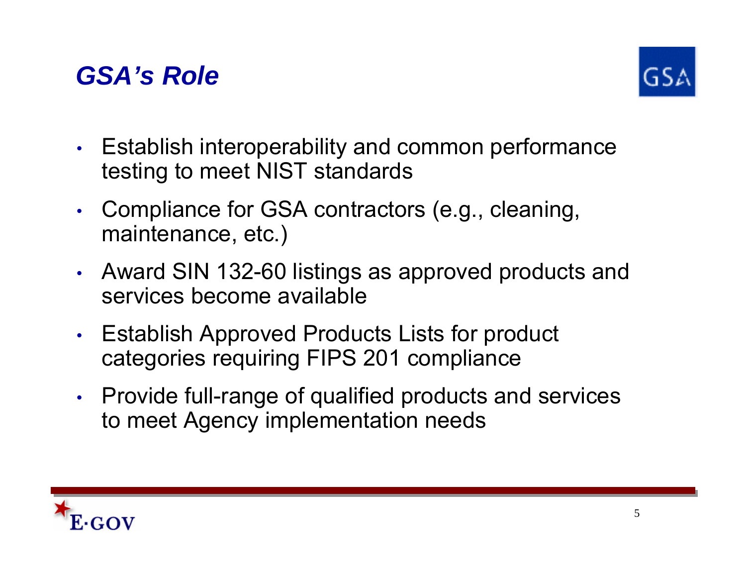## *GSA's Role*

- Establish interoperability and common performance testing to meet NIST standards
- Compliance for GSA contractors (e.g., cleaning, maintenance, etc.)
- Award SIN 132-60 listings as approved products and services become available
- Establish Approved Products Lists for product categories requiring FIPS 201 compliance
- Provide full-range of qualified products and services to meet Agency implementation needs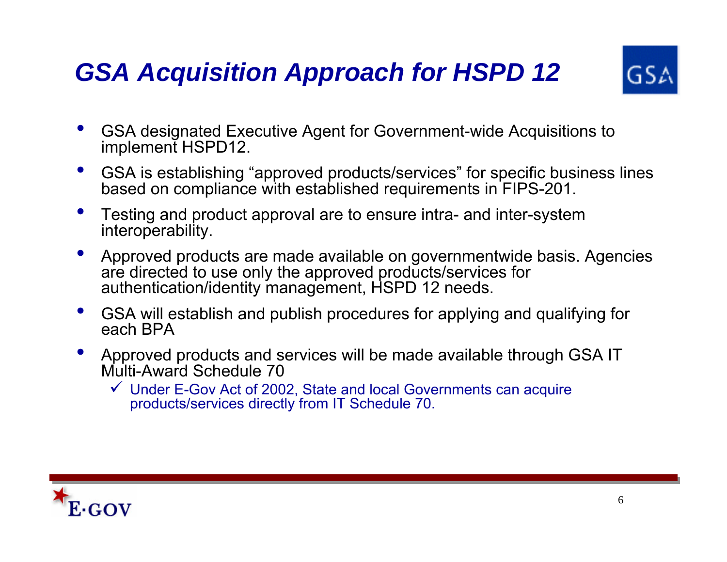# *GSA Acquisition Approach for HSPD 12*

- GSA designated Executive Agent for Government-wide Acquisitions to implement HSPD12.
- GSA is establishing "approved products/services" for specific business lines based on compliance with established requirements in FIPS-201.
- Testing and product approval are to ensure intra- and inter-system interoperability.
- Approved products are made available on governmentwide basis. Agencies are directed to use only the approved products/services for authentication/identity management, HSPD 12 needs.
- GSA will establish and publish procedures for applying and qualifying for each BPA
- Approved products and services will be made available through GSA IT Multi-Award Schedule 70
  - ✓ Under E-Gov Act of 2002, State and local Governments can acquire products/services directly from IT Schedule 70.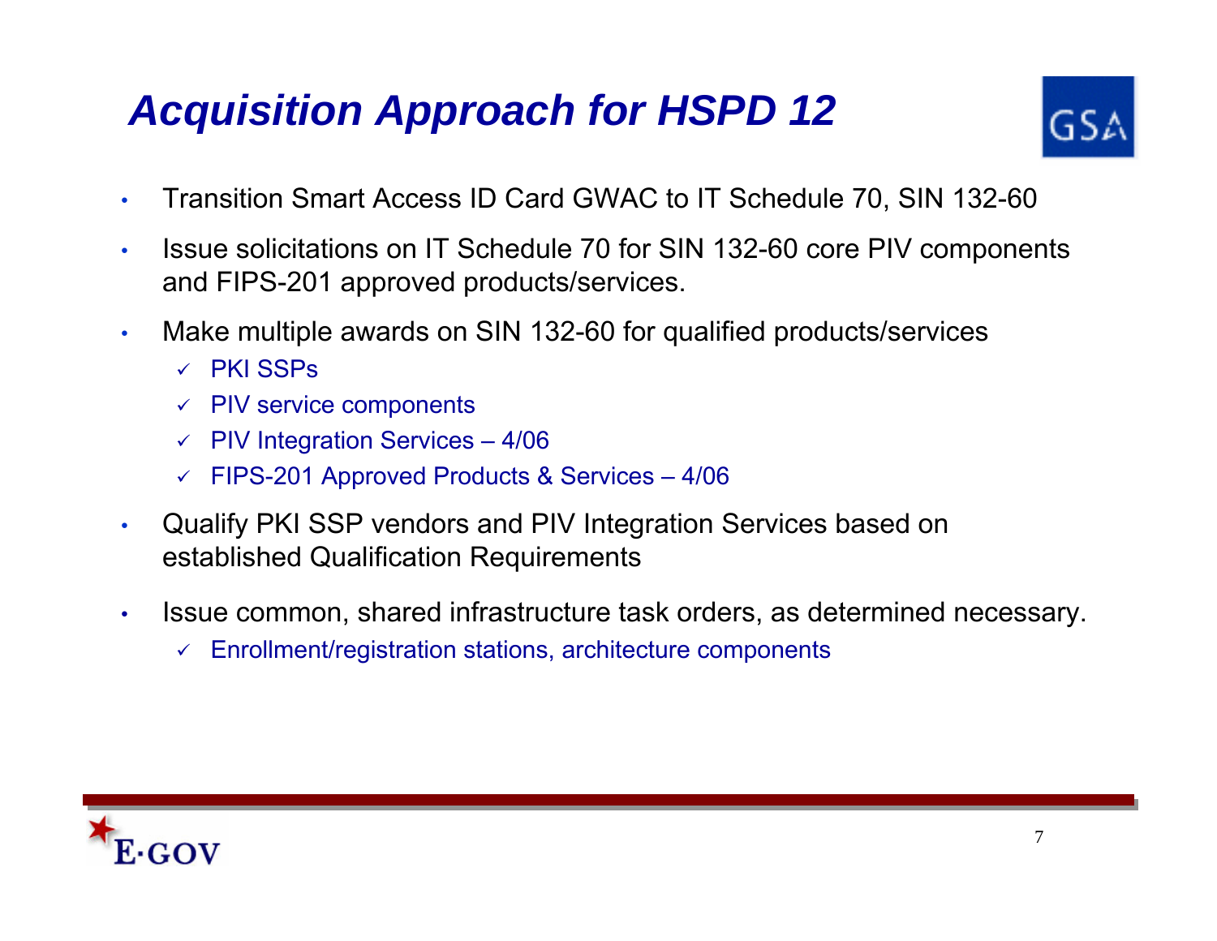# *Acquisition Approach for HSPD 12*

- Transition Smart Access ID Card GWAC to IT Schedule 70, SIN 132-60
- Issue solicitations on IT Schedule 70 for SIN 132-60 core PIV components and FIPS-201 approved products/services.
- Make multiple awards on SIN 132-60 for qualified products/services
  - ✓ PKI SSPs
  - ✓ PIV service components
  - ✓ PIV Integration Services – 4/06
  - ✓ FIPS-201 Approved Products & Services – 4/06
- Qualify PKI SSP vendors and PIV Integration Services based on established Qualification Requirements
- Issue common, shared infrastructure task orders, as determined necessary.
  - ✓ Enrollment/registration stations, architecture components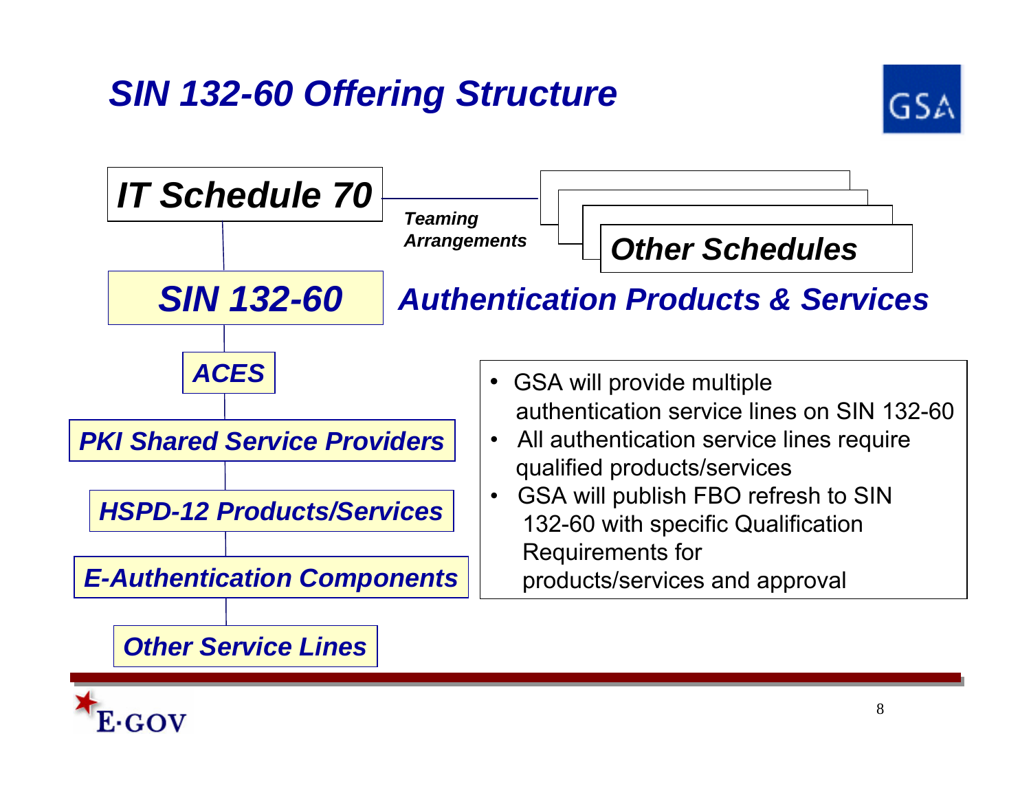# SIN 132-60 Offering Structure

**IT Schedule 70** — *Teaming Arrangements* — **Other Schedules**

**SIN 132-60** — **Authentication Products & Services**

- *ACES*
- *PKI Shared Service Providers*
- *HSPD-12 Products/Services*
- *E-Authentication Components*
- *Other Service Lines*

- GSA will provide multiple authentication service lines on SIN 132-60
- All authentication service lines require qualified products/services
- GSA will publish FBO refresh to SIN 132-60 with specific Qualification Requirements for products/services and approval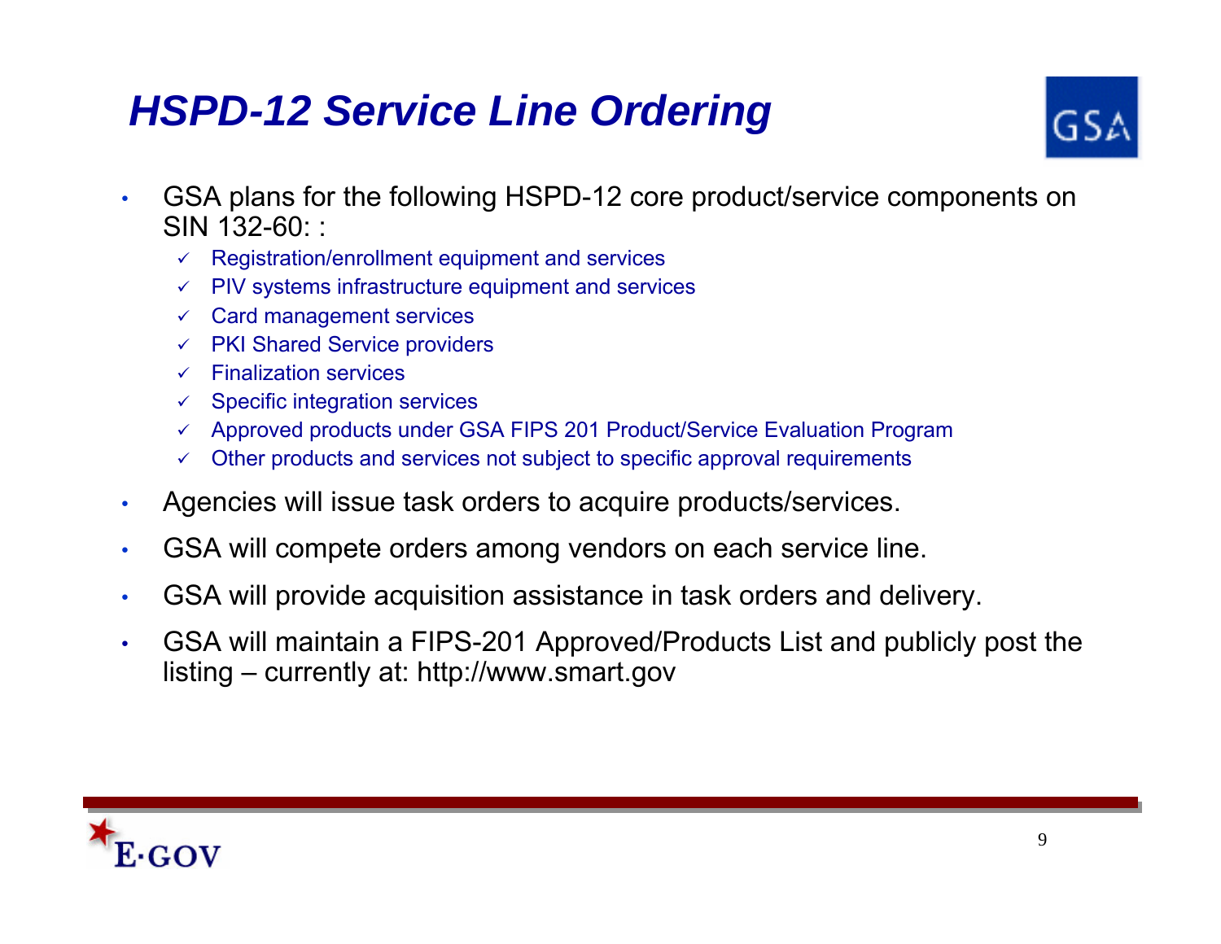# *HSPD-12 Service Line Ordering*

- GSA plans for the following HSPD-12 core product/service components on SIN 132-60: :
  - ✓ Registration/enrollment equipment and services
  - ✓ PIV systems infrastructure equipment and services
  - ✓ Card management services
  - ✓ PKI Shared Service providers
  - ✓ Finalization services
  - ✓ Specific integration services
  - ✓ Approved products under GSA FIPS 201 Product/Service Evaluation Program
  - ✓ Other products and services not subject to specific approval requirements
- Agencies will issue task orders to acquire products/services.
- GSA will compete orders among vendors on each service line.
- GSA will provide acquisition assistance in task orders and delivery.
- GSA will maintain a FIPS-201 Approved/Products List and publicly post the listing – currently at: http://www.smart.gov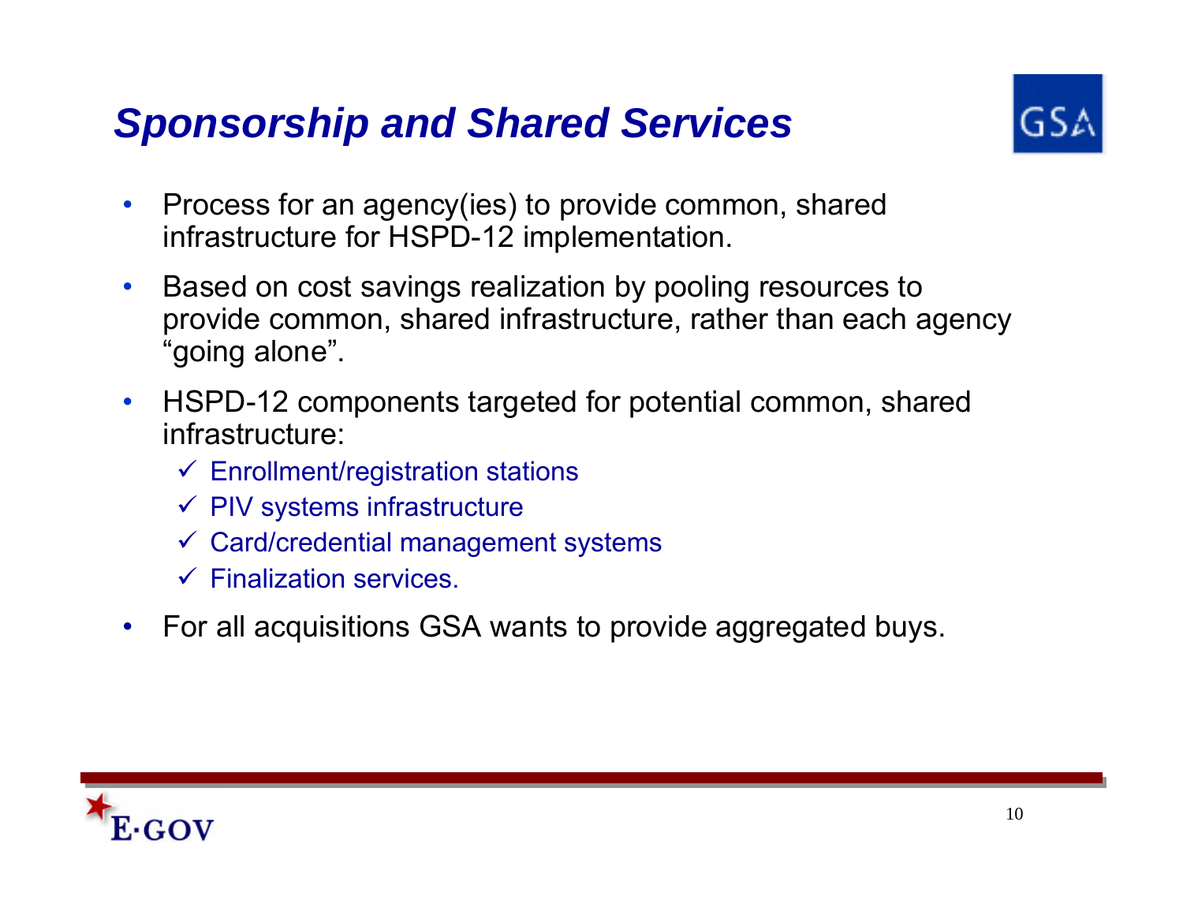# *Sponsorship and Shared Services*

- Process for an agency(ies) to provide common, shared infrastructure for HSPD-12 implementation.
- Based on cost savings realization by pooling resources to provide common, shared infrastructure, rather than each agency "going alone".
- HSPD-12 components targeted for potential common, shared infrastructure:
  - ✓ Enrollment/registration stations
  - ✓ PIV systems infrastructure
  - ✓ Card/credential management systems
  - ✓ Finalization services.
- For all acquisitions GSA wants to provide aggregated buys.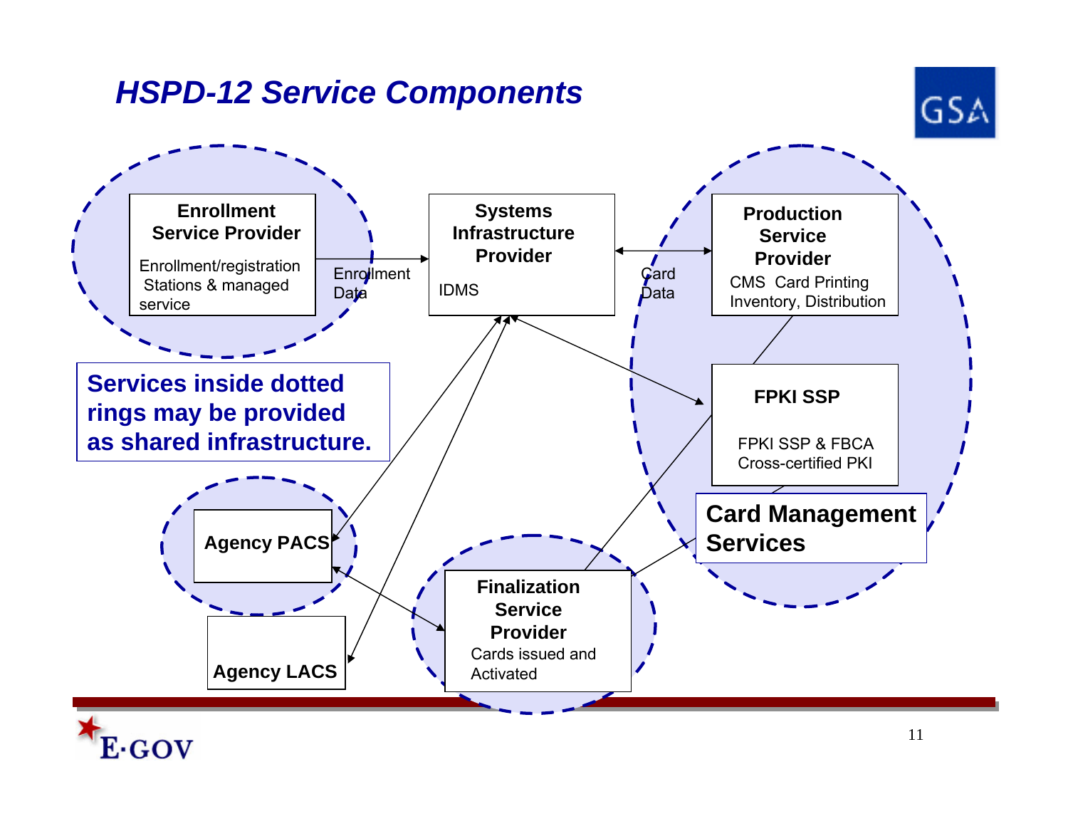# *HSPD-12 Service Components*

**Enrollment Service Provider**
Enrollment/registration Stations & managed service

Enrollment Data

**Systems Infrastructure Provider**
IDMS

Card Data

**Production Service Provider**
CMS Card Printing Inventory, Distribution

**FPKI SSP**
FPKI SSP & FBCA Cross-certified PKI

**Card Management Services**

**Services inside dotted rings may be provided as shared infrastructure.**

**Agency PACS**

**Agency LACS**

**Finalization Service Provider**
Cards issued and Activated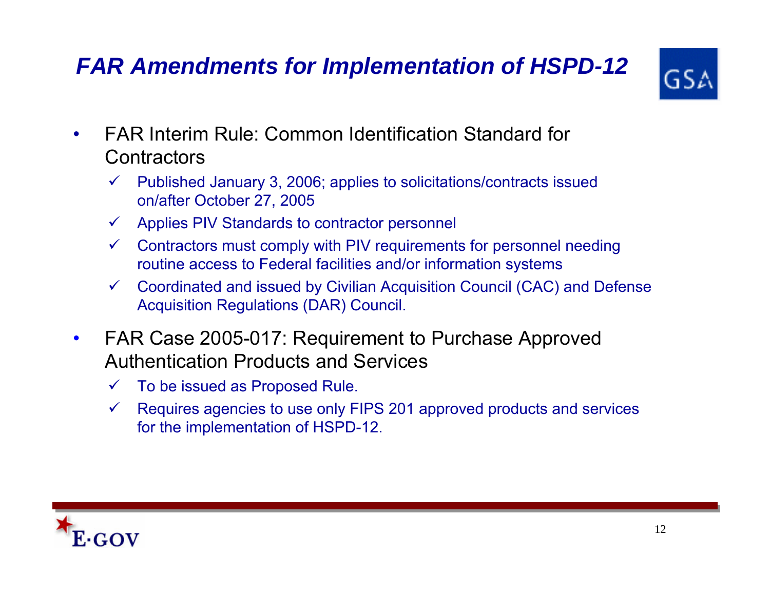# *FAR Amendments for Implementation of HSPD-12*

- FAR Interim Rule: Common Identification Standard for Contractors
  - ✓ Published January 3, 2006; applies to solicitations/contracts issued on/after October 27, 2005
  - ✓ Applies PIV Standards to contractor personnel
  - ✓ Contractors must comply with PIV requirements for personnel needing routine access to Federal facilities and/or information systems
  - ✓ Coordinated and issued by Civilian Acquisition Council (CAC) and Defense Acquisition Regulations (DAR) Council.
- FAR Case 2005-017: Requirement to Purchase Approved Authentication Products and Services
  - ✓ To be issued as Proposed Rule.
  - ✓ Requires agencies to use only FIPS 201 approved products and services for the implementation of HSPD-12.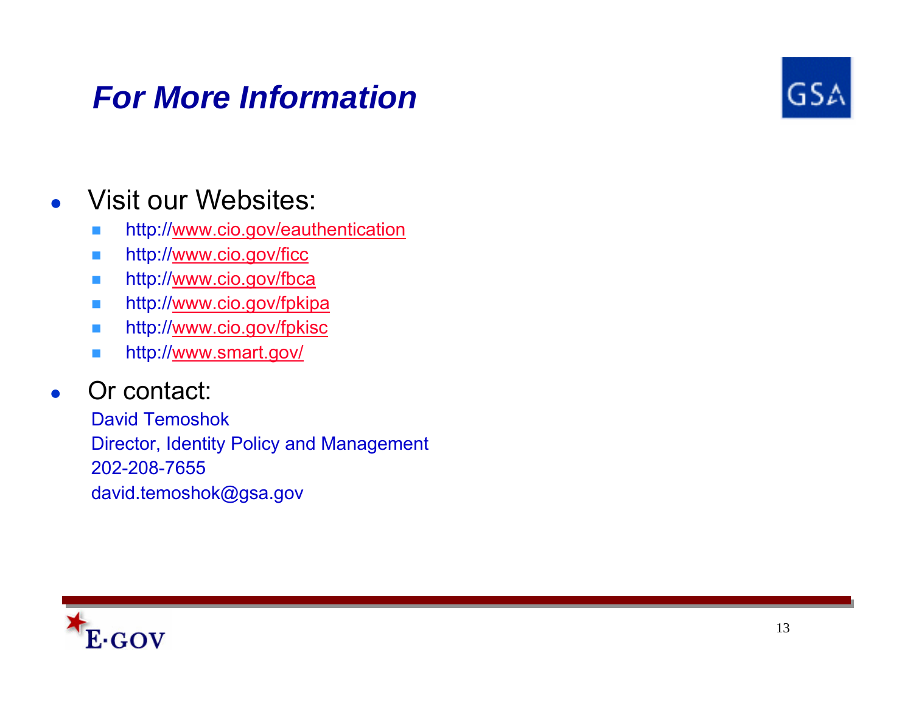# *For More Information*

- Visit our Websites:
  - http://www.cio.gov/eauthentication
  - http://www.cio.gov/ficc
  - http://www.cio.gov/fbca
  - http://www.cio.gov/fpkipa
  - http://www.cio.gov/fpkisc
  - http://www.smart.gov/
- Or contact:

  David Temoshok
  Director, Identity Policy and Management
  202-208-7655
  david.temoshok@gsa.gov